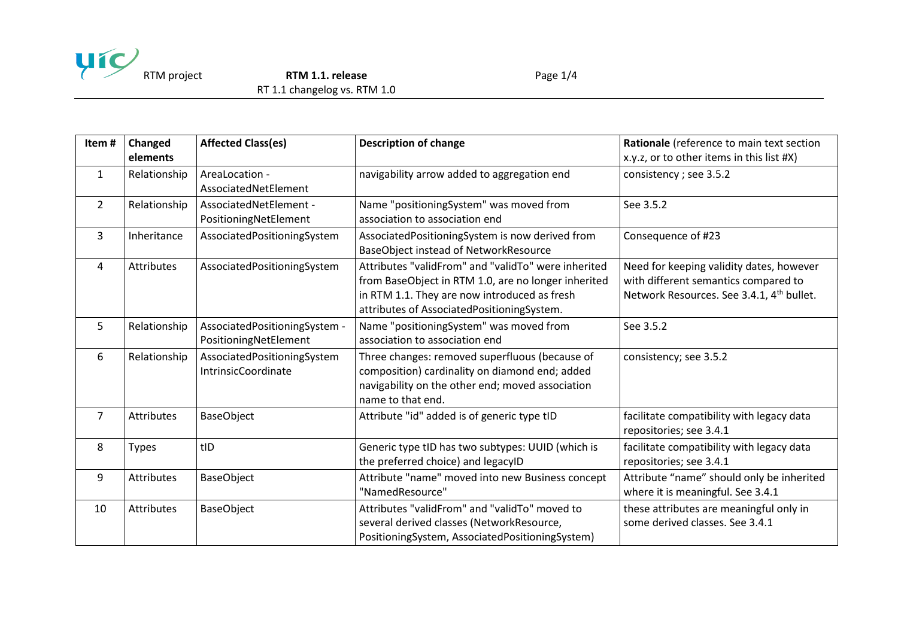| Item # | Changed elements | Affected Class(es) | Description of change | **Rationale** (reference to main text section x.y.z, or to other items in this list #X) |
|---|---|---|---|---|
| 1 | Relationship | AreaLocation - AssociatedNetElement | navigability arrow added to aggregation end | consistency ; see 3.5.2 |
| 2 | Relationship | AssociatedNetElement - PositioningNetElement | Name "positioningSystem" was moved from association to association end | See 3.5.2 |
| 3 | Inheritance | AssociatedPositioningSystem | AssociatedPositioningSystem is now derived from BaseObject instead of NetworkResource | Consequence of #23 |
| 4 | Attributes | AssociatedPositioningSystem | Attributes "validFrom" and "validTo" were inherited from BaseObject in RTM 1.0, are no longer inherited in RTM 1.1. They are now introduced as fresh attributes of AssociatedPositioningSystem. | Need for keeping validity dates, however with different semantics compared to Network Resources. See 3.4.1, 4th bullet. |
| 5 | Relationship | AssociatedPositioningSystem - PositioningNetElement | Name "positioningSystem" was moved from association to association end | See 3.5.2 |
| 6 | Relationship | AssociatedPositioningSystem IntrinsicCoordinate | Three changes: removed superfluous (because of composition) cardinality on diamond end; added navigability on the other end; moved association name to that end. | consistency; see 3.5.2 |
| 7 | Attributes | BaseObject | Attribute "id" added is of generic type tID | facilitate compatibility with legacy data repositories; see 3.4.1 |
| 8 | Types | tID | Generic type tID has two subtypes: UUID (which is the preferred choice) and legacyID | facilitate compatibility with legacy data repositories; see 3.4.1 |
| 9 | Attributes | BaseObject | Attribute "name" moved into new Business concept "NamedResource" | Attribute "name" should only be inherited where it is meaningful. See 3.4.1 |
| 10 | Attributes | BaseObject | Attributes "validFrom" and "validTo" moved to several derived classes (NetworkResource, PositioningSystem, AssociatedPositioningSystem) | these attributes are meaningful only in some derived classes. See 3.4.1 |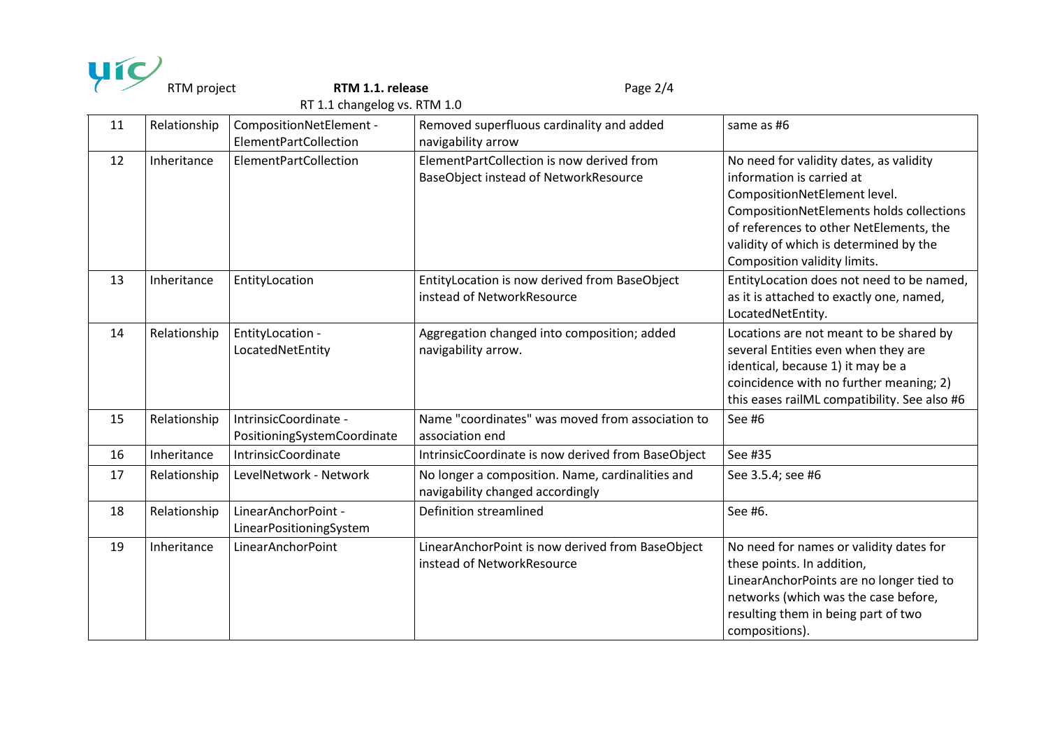| 11 | Relationship | CompositionNetElement - ElementPartCollection | Removed superfluous cardinality and added navigability arrow | same as #6 |
|---|---|---|---|---|
| 12 | Inheritance | ElementPartCollection | ElementPartCollection is now derived from BaseObject instead of NetworkResource | No need for validity dates, as validity information is carried at CompositionNetElement level. CompositionNetElements holds collections of references to other NetElements, the validity of which is determined by the Composition validity limits. |
| 13 | Inheritance | EntityLocation | EntityLocation is now derived from BaseObject instead of NetworkResource | EntityLocation does not need to be named, as it is attached to exactly one, named, LocatedNetEntity. |
| 14 | Relationship | EntityLocation - LocatedNetEntity | Aggregation changed into composition; added navigability arrow. | Locations are not meant to be shared by several Entities even when they are identical, because 1) it may be a coincidence with no further meaning; 2) this eases railML compatibility. See also #6 |
| 15 | Relationship | IntrinsicCoordinate - PositioningSystemCoordinate | Name "coordinates" was moved from association to association end | See #6 |
| 16 | Inheritance | IntrinsicCoordinate | IntrinsicCoordinate is now derived from BaseObject | See #35 |
| 17 | Relationship | LevelNetwork - Network | No longer a composition. Name, cardinalities and navigability changed accordingly | See 3.5.4; see #6 |
| 18 | Relationship | LinearAnchorPoint - LinearPositioningSystem | Definition streamlined | See #6. |
| 19 | Inheritance | LinearAnchorPoint | LinearAnchorPoint is now derived from BaseObject instead of NetworkResource | No need for names or validity dates for these points. In addition, LinearAnchorPoints are no longer tied to networks (which was the case before, resulting them in being part of two compositions). |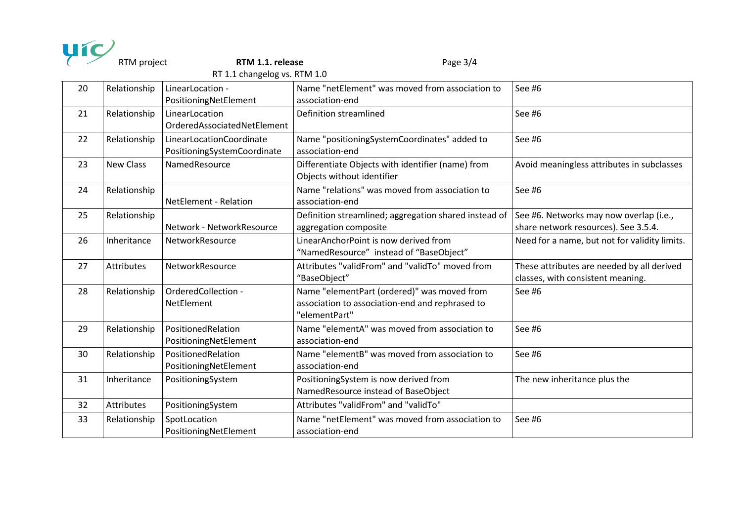| 20 | Relationship | LinearLocation - PositioningNetElement | Name "netElement" was moved from association to association-end | See #6 |
|---|---|---|---|---|
| 21 | Relationship | LinearLocation OrderedAssociatedNetElement | Definition streamlined | See #6 |
| 22 | Relationship | LinearLocationCoordinate PositioningSystemCoordinate | Name "positioningSystemCoordinates" added to association-end | See #6 |
| 23 | New Class | NamedResource | Differentiate Objects with identifier (name) from Objects without identifier | Avoid meaningless attributes in subclasses |
| 24 | Relationship | NetElement - Relation | Name "relations" was moved from association to association-end | See #6 |
| 25 | Relationship | Network - NetworkResource | Definition streamlined; aggregation shared instead of aggregation composite | See #6. Networks may now overlap (i.e., share network resources). See 3.5.4. |
| 26 | Inheritance | NetworkResource | LinearAnchorPoint is now derived from "NamedResource" instead of "BaseObject" | Need for a name, but not for validity limits. |
| 27 | Attributes | NetworkResource | Attributes "validFrom" and "validTo" moved from "BaseObject" | These attributes are needed by all derived classes, with consistent meaning. |
| 28 | Relationship | OrderedCollection - NetElement | Name "elementPart (ordered)" was moved from association to association-end and rephrased to "elementPart" | See #6 |
| 29 | Relationship | PositionedRelation PositioningNetElement | Name "elementA" was moved from association to association-end | See #6 |
| 30 | Relationship | PositionedRelation PositioningNetElement | Name "elementB" was moved from association to association-end | See #6 |
| 31 | Inheritance | PositioningSystem | PositioningSystem is now derived from NamedResource instead of BaseObject | The new inheritance plus the |
| 32 | Attributes | PositioningSystem | Attributes "validFrom" and "validTo" | |
| 33 | Relationship | SpotLocation PositioningNetElement | Name "netElement" was moved from association to association-end | See #6 |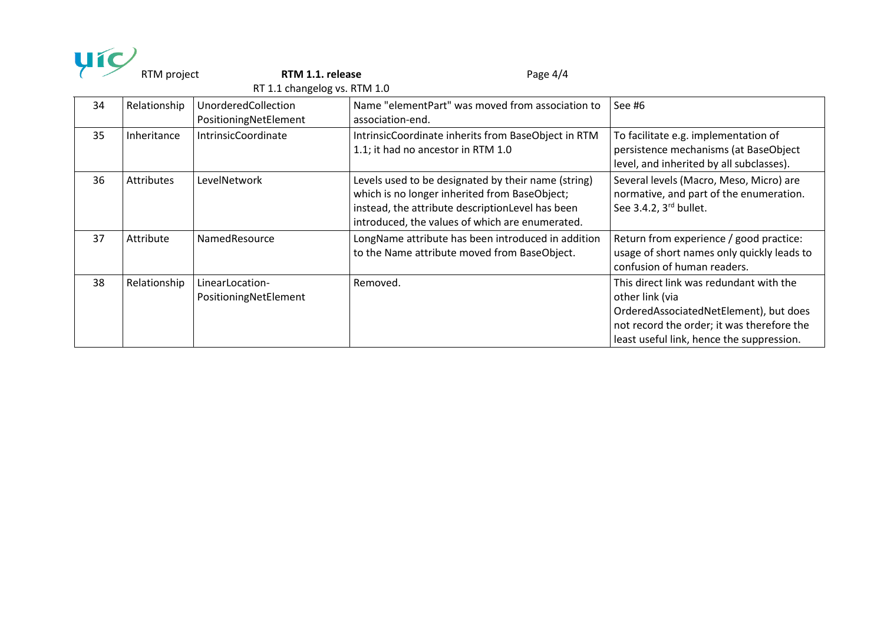| | | | | |
|---|---|---|---|---|
| 34 | Relationship | UnorderedCollection PositioningNetElement | Name "elementPart" was moved from association to association-end. | See #6 |
| 35 | Inheritance | IntrinsicCoordinate | IntrinsicCoordinate inherits from BaseObject in RTM 1.1; it had no ancestor in RTM 1.0 | To facilitate e.g. implementation of persistence mechanisms (at BaseObject level, and inherited by all subclasses). |
| 36 | Attributes | LevelNetwork | Levels used to be designated by their name (string) which is no longer inherited from BaseObject; instead, the attribute descriptionLevel has been introduced, the values of which are enumerated. | Several levels (Macro, Meso, Micro) are normative, and part of the enumeration. See 3.4.2, 3rd bullet. |
| 37 | Attribute | NamedResource | LongName attribute has been introduced in addition to the Name attribute moved from BaseObject. | Return from experience / good practice: usage of short names only quickly leads to confusion of human readers. |
| 38 | Relationship | LinearLocation-PositioningNetElement | Removed. | This direct link was redundant with the other link (via OrderedAssociatedNetElement), but does not record the order; it was therefore the least useful link, hence the suppression. |